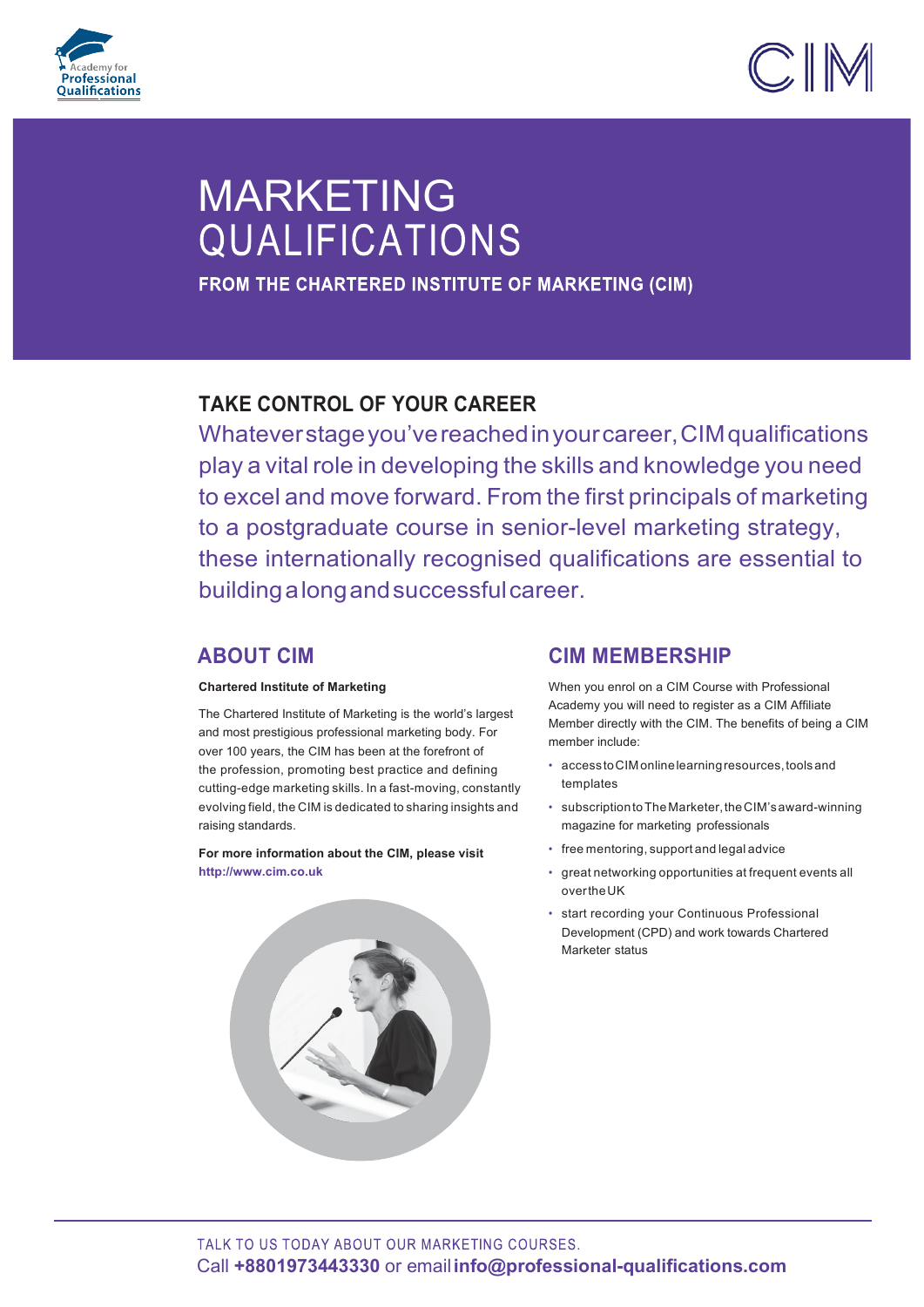# MARKETING QUALIFICATIONS

**FROM THE CHARTERED INSTITUTE OF MARKETING (CIM)**

## TAKE CONTROL OF YOUR CAREER

Whatever stage you've reached in your career, CIM qualifications play a vital role in developing the skills and knowledge you need to excel and move forward. From the first principals of marketing to a postgraduate course in senior-level marketing strategy, these internationally recognised qualifications are essential to building a long and successful career.

## ABOUT CIM

**Chartered Institute of Marketing**

The Chartered Institute of Marketing is the world's largest and most prestigious professional marketing body. For over 100 years, the CIM has been at the forefront of the profession, promoting best practice and defining cutting-edge marketing skills. In a fast-moving, constantly evolving field, the CIM is dedicated to sharing insights and raising standards.

**For more information about the CIM, please visit http://www.cim.co.uk**

## CIM MEMBERSHIP

When you enrol on a CIM Course with Professional Academy you will need to register as a CIM Affiliate Member directly with the CIM. The benefits of being a CIM member include:

- access to CIM online learning resources, tools and templates
- subscription to The Marketer, the CIM's award-winning magazine for marketing professionals
- free mentoring, support and legal advice
- great networking opportunities at frequent events all over the UK
- start recording your Continuous Professional Development (CPD) and work towards Chartered Marketer status

TALK TO US TODAY ABOUT OUR MARKETING COURSES.
Call **+8801973443330** or email **info@professional-qualifications.com**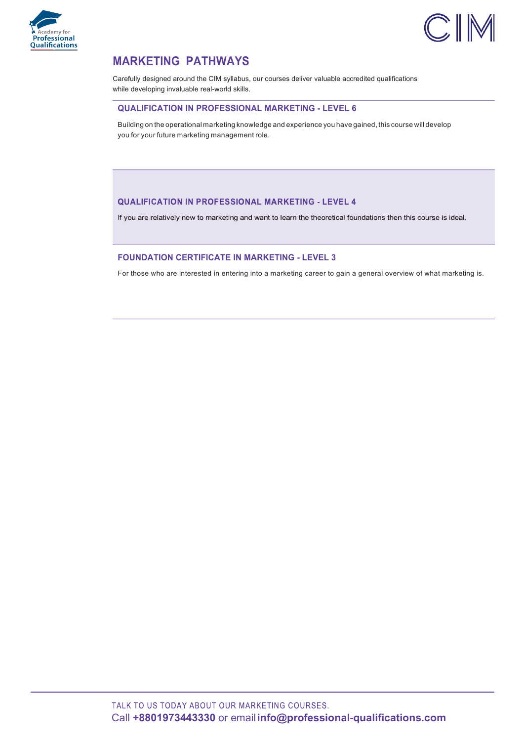# MARKETING PATHWAYS

Carefully designed around the CIM syllabus, our courses deliver valuable accredited qualifications while developing invaluable real-world skills.

## QUALIFICATION IN PROFESSIONAL MARKETING - LEVEL 6

Building on the operational marketing knowledge and experience you have gained, this course will develop you for your future marketing management role.

## QUALIFICATION IN PROFESSIONAL MARKETING - LEVEL 4

If you are relatively new to marketing and want to learn the theoretical foundations then this course is ideal.

## FOUNDATION CERTIFICATE IN MARKETING - LEVEL 3

For those who are interested in entering into a marketing career to gain a general overview of what marketing is.

TALK TO US TODAY ABOUT OUR MARKETING COURSES.

Call **+8801973443330** or email **info@professional-qualifications.com**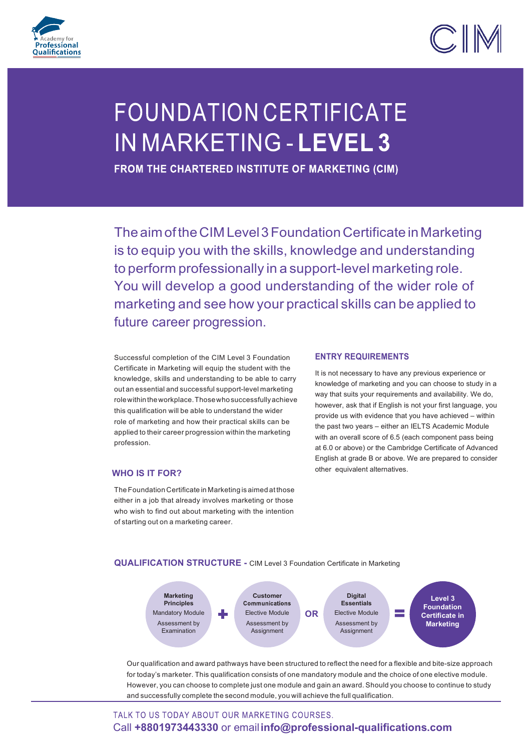Academy for Professional Qualifications

CIM

# FOUNDATION CERTIFICATE IN MARKETING - **LEVEL 3**

**FROM THE CHARTERED INSTITUTE OF MARKETING (CIM)**

The aim of the CIM Level 3 Foundation Certificate in Marketing is to equip you with the skills, knowledge and understanding to perform professionally in a support-level marketing role. You will develop a good understanding of the wider role of marketing and see how your practical skills can be applied to future career progression.

Successful completion of the CIM Level 3 Foundation Certificate in Marketing will equip the student with the knowledge, skills and understanding to be able to carry out an essential and successful support-level marketing role within the workplace. Those who successfully achieve this qualification will be able to understand the wider role of marketing and how their practical skills can be applied to their career progression within the marketing profession.

## WHO IS IT FOR?

The Foundation Certificate in Marketing is aimed at those either in a job that already involves marketing or those who wish to find out about marketing with the intention of starting out on a marketing career.

## ENTRY REQUIREMENTS

It is not necessary to have any previous experience or knowledge of marketing and you can choose to study in a way that suits your requirements and availability. We do, however, ask that if English is not your first language, you provide us with evidence that you have achieved – within the past two years – either an IELTS Academic Module with an overall score of 6.5 (each component pass being at 6.0 or above) or the Cambridge Certificate of Advanced English at grade B or above. We are prepared to consider other equivalent alternatives.

## QUALIFICATION STRUCTURE - CIM Level 3 Foundation Certificate in Marketing

**Marketing Principles**
Mandatory Module
Assessment by Examination

+

**Customer Communications**
Elective Module
Assessment by Assignment

OR

**Digital Essentials**
Elective Module
Assessment by Assignment

=

**Level 3 Foundation Certificate in Marketing**

Our qualification and award pathways have been structured to reflect the need for a flexible and bite-size approach for today's marketer. This qualification consists of one mandatory module and the choice of one elective module. However, you can choose to complete just one module and gain an award. Should you choose to continue to study and successfully complete the second module, you will achieve the full qualification.

TALK TO US TODAY ABOUT OUR MARKETING COURSES.
Call **+8801973443330** or email **info@professional-qualifications.com**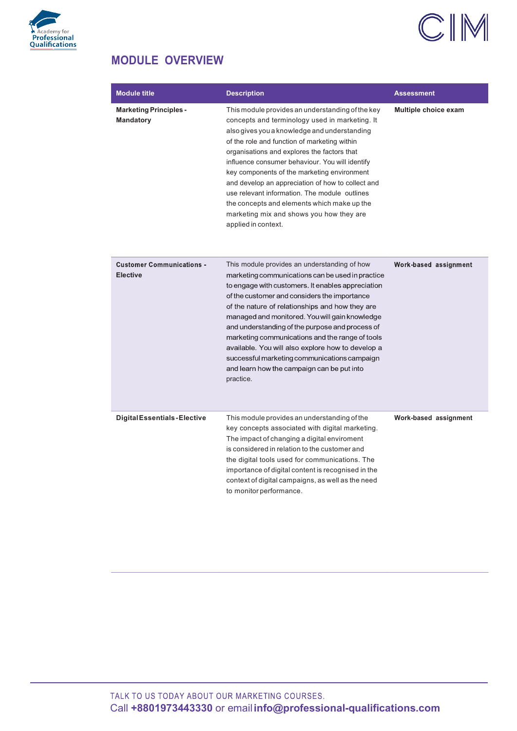## MODULE OVERVIEW

| Module title | Description | Assessment |
|---|---|---|
| **Marketing Principles - Mandatory** | This module provides an understanding of the key concepts and terminology used in marketing. It also gives you a knowledge and understanding of the role and function of marketing within organisations and explores the factors that influence consumer behaviour. You will identify key components of the marketing environment and develop an appreciation of how to collect and use relevant information. The module outlines the concepts and elements which make up the marketing mix and shows you how they are applied in context. | **Multiple choice exam** |
| **Customer Communications - Elective** | This module provides an understanding of how marketing communications can be used in practice to engage with customers. It enables appreciation of the customer and considers the importance of the nature of relationships and how they are managed and monitored. You will gain knowledge and understanding of the purpose and process of marketing communications and the range of tools available. You will also explore how to develop a successful marketing communications campaign and learn how the campaign can be put into practice. | **Work-based assignment** |
| **Digital Essentials - Elective** | This module provides an understanding of the key concepts associated with digital marketing. The impact of changing a digital enviroment is considered in relation to the customer and the digital tools used for communications. The importance of digital content is recognised in the context of digital campaigns, as well as the need to monitor performance. | **Work-based assignment** |

TALK TO US TODAY ABOUT OUR MARKETING COURSES.
Call **+8801973443330** or email **info@professional-qualifications.com**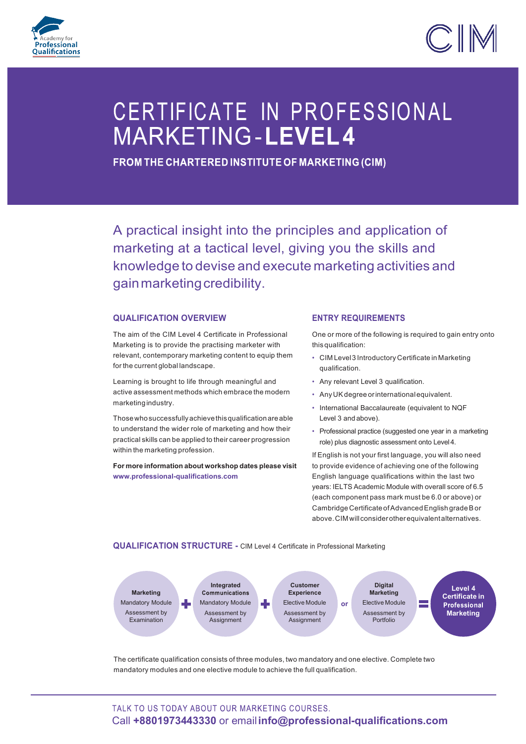# CERTIFICATE IN PROFESSIONAL MARKETING - **LEVEL 4**

**FROM THE CHARTERED INSTITUTE OF MARKETING (CIM)**

A practical insight into the principles and application of marketing at a tactical level, giving you the skills and knowledge to devise and execute marketing activities and gain marketing credibility.

## QUALIFICATION OVERVIEW

The aim of the CIM Level 4 Certificate in Professional Marketing is to provide the practising marketer with relevant, contemporary marketing content to equip them for the current global landscape.

Learning is brought to life through meaningful and active assessment methods which embrace the modern marketing industry.

Those who successfully achieve this qualification are able to understand the wider role of marketing and how their practical skills can be applied to their career progression within the marketing profession.

**For more information about workshop dates please visit www.professional-qualifications.com**

## ENTRY REQUIREMENTS

One or more of the following is required to gain entry onto this qualification:

- CIM Level 3 Introductory Certificate in Marketing qualification.
- Any relevant Level 3 qualification.
- Any UK degree or international equivalent.
- International Baccalaureate (equivalent to NQF Level 3 and above).
- Professional practice (suggested one year in a marketing role) plus diagnostic assessment onto Level 4.

If English is not your first language, you will also need to provide evidence of achieving one of the following English language qualifications within the last two years: IELTS Academic Module with overall score of 6.5 (each component pass mark must be 6.0 or above) or Cambridge Certificate of Advanced English grade B or above. CIM will consider other equivalent alternatives.

## QUALIFICATION STRUCTURE - CIM Level 4 Certificate in Professional Marketing

**Marketing** – Mandatory Module – Assessment by Examination
+
**Integrated Communications** – Mandatory Module – Assessment by Assignment
+
**Customer Experience** – Elective Module – Assessment by Assignment
or
**Digital Marketing** – Elective Module – Assessment by Portfolio
=
**Level 4 Certificate in Professional Marketing**

The certificate qualification consists of three modules, two mandatory and one elective. Complete two mandatory modules and one elective module to achieve the full qualification.

TALK TO US TODAY ABOUT OUR MARKETING COURSES.
Call **+8801973443330** or email **info@professional-qualifications.com**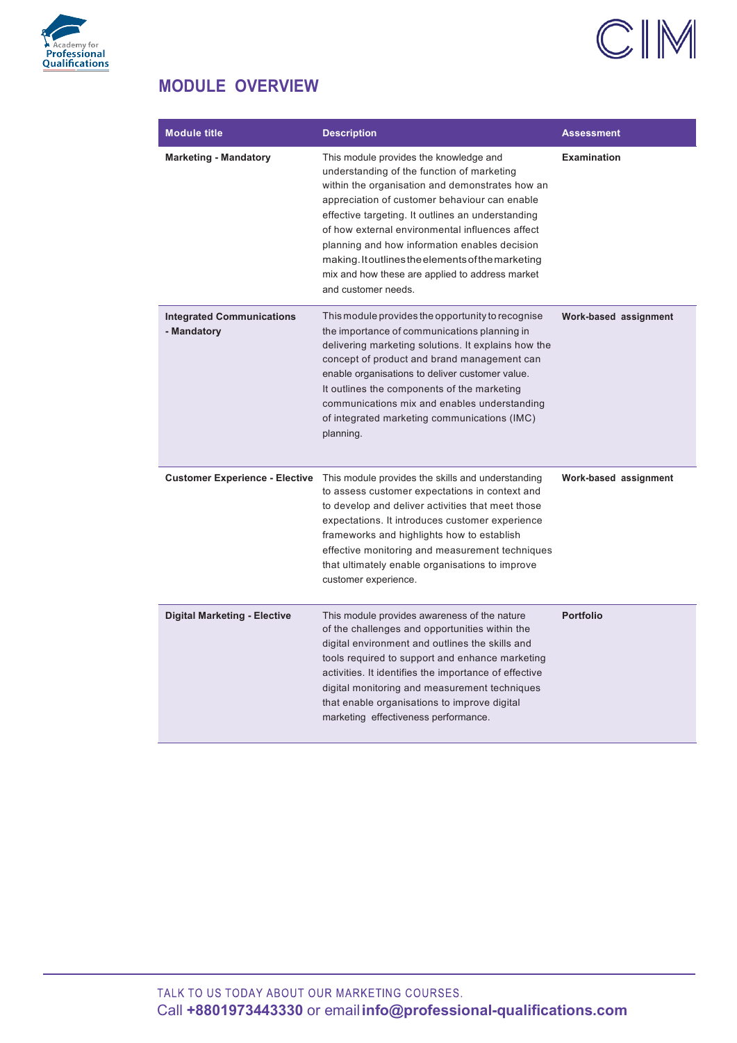## MODULE OVERVIEW

| Module title | Description | Assessment |
|---|---|---|
| **Marketing - Mandatory** | This module provides the knowledge and understanding of the function of marketing within the organisation and demonstrates how an appreciation of customer behaviour can enable effective targeting. It outlines an understanding of how external environmental influences affect planning and how information enables decision making. It outlines the elements of the marketing mix and how these are applied to address market and customer needs. | **Examination** |
| **Integrated Communications - Mandatory** | This module provides the opportunity to recognise the importance of communications planning in delivering marketing solutions. It explains how the concept of product and brand management can enable organisations to deliver customer value. It outlines the components of the marketing communications mix and enables understanding of integrated marketing communications (IMC) planning. | **Work-based assignment** |
| **Customer Experience - Elective** | This module provides the skills and understanding to assess customer expectations in context and to develop and deliver activities that meet those expectations. It introduces customer experience frameworks and highlights how to establish effective monitoring and measurement techniques that ultimately enable organisations to improve customer experience. | **Work-based assignment** |
| **Digital Marketing - Elective** | This module provides awareness of the nature of the challenges and opportunities within the digital environment and outlines the skills and tools required to support and enhance marketing activities. It identifies the importance of effective digital monitoring and measurement techniques that enable organisations to improve digital marketing effectiveness performance. | **Portfolio** |

TALK TO US TODAY ABOUT OUR MARKETING COURSES.
Call **+8801973443330** or email **info@professional-qualifications.com**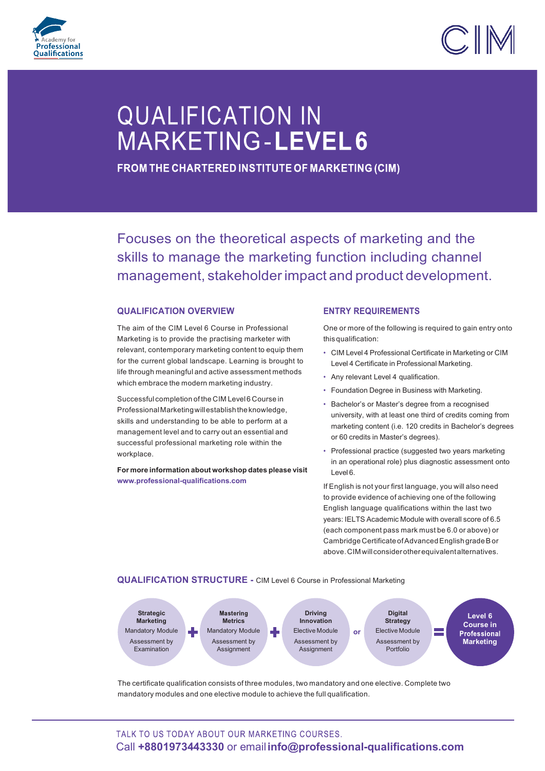# QUALIFICATION IN MARKETING - **LEVEL 6**

**FROM THE CHARTERED INSTITUTE OF MARKETING (CIM)**

Focuses on the theoretical aspects of marketing and the skills to manage the marketing function including channel management, stakeholder impact and product development.

## QUALIFICATION OVERVIEW

The aim of the CIM Level 6 Course in Professional Marketing is to provide the practising marketer with relevant, contemporary marketing content to equip them for the current global landscape. Learning is brought to life through meaningful and active assessment methods which embrace the modern marketing industry.

Successful completion of the CIM Level 6 Course in Professional Marketing will establish the knowledge, skills and understanding to be able to perform at a management level and to carry out an essential and successful professional marketing role within the workplace.

**For more information about workshop dates please visit www.professional-qualifications.com**

## ENTRY REQUIREMENTS

One or more of the following is required to gain entry onto this qualification:

- CIM Level 4 Professional Certificate in Marketing or CIM Level 4 Certificate in Professional Marketing.
- Any relevant Level 4 qualification.
- Foundation Degree in Business with Marketing.
- Bachelor's or Master's degree from a recognised university, with at least one third of credits coming from marketing content (i.e. 120 credits in Bachelor's degrees or 60 credits in Master's degrees).
- Professional practice (suggested two years marketing in an operational role) plus diagnostic assessment onto Level 6.

If English is not your first language, you will also need to provide evidence of achieving one of the following English language qualifications within the last two years: IELTS Academic Module with overall score of 6.5 (each component pass mark must be 6.0 or above) or Cambridge Certificate of Advanced English grade B or above. CIM will consider other equivalent alternatives.

## QUALIFICATION STRUCTURE - CIM Level 6 Course in Professional Marketing

**Strategic Marketing** – Mandatory Module – Assessment by Examination
+
**Mastering Metrics** – Mandatory Module – Assessment by Assignment
+
**Driving Innovation** – Elective Module – Assessment by Assignment
or
**Digital Strategy** – Elective Module – Assessment by Portfolio
=
**Level 6 Course in Professional Marketing**

The certificate qualification consists of three modules, two mandatory and one elective. Complete two mandatory modules and one elective module to achieve the full qualification.

TALK TO US TODAY ABOUT OUR MARKETING COURSES.
Call **+8801973443330** or email **info@professional-qualifications.com**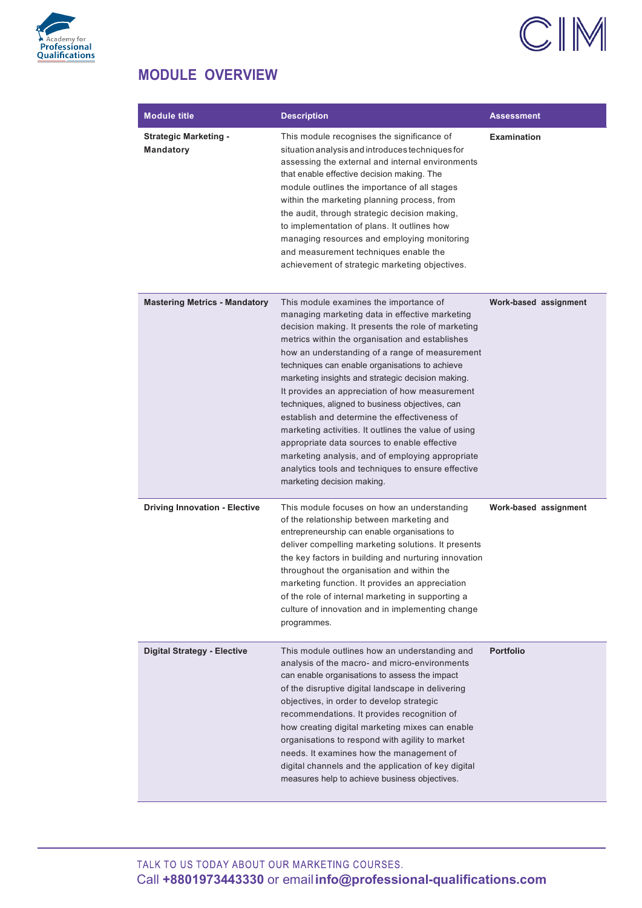## MODULE OVERVIEW

| Module title | Description | Assessment |
| --- | --- | --- |
| **Strategic Marketing - Mandatory** | This module recognises the significance of situation analysis and introduces techniques for assessing the external and internal environments that enable effective decision making. The module outlines the importance of all stages within the marketing planning process, from the audit, through strategic decision making, to implementation of plans. It outlines how managing resources and employing monitoring and measurement techniques enable the achievement of strategic marketing objectives. | **Examination** |
| **Mastering Metrics - Mandatory** | This module examines the importance of managing marketing data in effective marketing decision making. It presents the role of marketing metrics within the organisation and establishes how an understanding of a range of measurement techniques can enable organisations to achieve marketing insights and strategic decision making. It provides an appreciation of how measurement techniques, aligned to business objectives, can establish and determine the effectiveness of marketing activities. It outlines the value of using appropriate data sources to enable effective marketing analysis, and of employing appropriate analytics tools and techniques to ensure effective marketing decision making. | **Work-based assignment** |
| **Driving Innovation - Elective** | This module focuses on how an understanding of the relationship between marketing and entrepreneurship can enable organisations to deliver compelling marketing solutions. It presents the key factors in building and nurturing innovation throughout the organisation and within the marketing function. It provides an appreciation of the role of internal marketing in supporting a culture of innovation and in implementing change programmes. | **Work-based assignment** |
| **Digital Strategy - Elective** | This module outlines how an understanding and analysis of the macro- and micro-environments can enable organisations to assess the impact of the disruptive digital landscape in delivering objectives, in order to develop strategic recommendations. It provides recognition of how creating digital marketing mixes can enable organisations to respond with agility to market needs. It examines how the management of digital channels and the application of key digital measures help to achieve business objectives. | **Portfolio** |

TALK TO US TODAY ABOUT OUR MARKETING COURSES.
Call **+8801973443330** or email **info@professional-qualifications.com**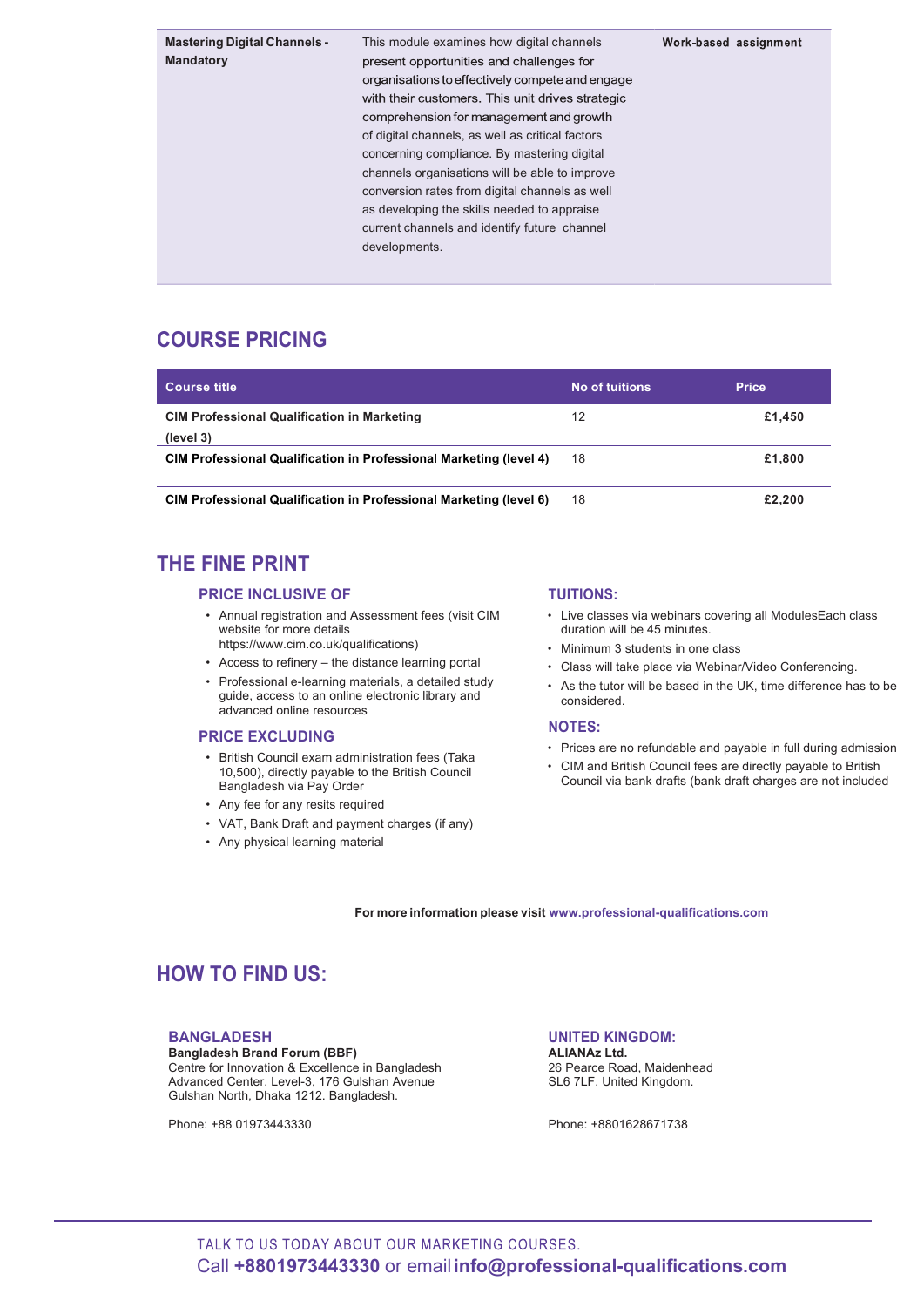| | | |
|---|---|---|
| **Mastering Digital Channels - Mandatory** | This module examines how digital channels present opportunities and challenges for organisations to effectively compete and engage with their customers. This unit drives strategic comprehension for management and growth of digital channels, as well as critical factors concerning compliance. By mastering digital channels organisations will be able to improve conversion rates from digital channels as well as developing the skills needed to appraise current channels and identify future channel developments. | **Work-based assignment** |

## COURSE PRICING

| Course title | No of tuitions | Price |
|---|---|---|
| **CIM Professional Qualification in Marketing (level 3)** | 12 | **£1,450** |
| **CIM Professional Qualification in Professional Marketing (level 4)** | 18 | **£1,800** |
| **CIM Professional Qualification in Professional Marketing (level 6)** | 18 | **£2,200** |

## THE FINE PRINT

### PRICE INCLUSIVE OF

- Annual registration and Assessment fees (visit CIM website for more details https://www.cim.co.uk/qualifications)
- Access to refinery – the distance learning portal
- Professional e-learning materials, a detailed study guide, access to an online electronic library and advanced online resources

### PRICE EXCLUDING

- British Council exam administration fees (Taka 10,500), directly payable to the British Council Bangladesh via Pay Order
- Any fee for any resits required
- VAT, Bank Draft and payment charges (if any)
- Any physical learning material

### TUITIONS:

- Live classes via webinars covering all ModulesEach class duration will be 45 minutes.
- Minimum 3 students in one class
- Class will take place via Webinar/Video Conferencing.
- As the tutor will be based in the UK, time difference has to be considered.

### NOTES:

- Prices are no refundable and payable in full during admission
- CIM and British Council fees are directly payable to British Council via bank drafts (bank draft charges are not included

**For more information please visit www.professional-qualifications.com**

## HOW TO FIND US:

### BANGLADESH

**Bangladesh Brand Forum (BBF)**
Centre for Innovation & Excellence in Bangladesh
Advanced Center, Level-3, 176 Gulshan Avenue
Gulshan North, Dhaka 1212. Bangladesh.

Phone: +88 01973443330

### UNITED KINGDOM:

**ALIANAz Ltd.**
26 Pearce Road, Maidenhead
SL6 7LF, United Kingdom.

Phone: +8801628671738

TALK TO US TODAY ABOUT OUR MARKETING COURSES.
Call **+8801973443330** or email **info@professional-qualifications.com**